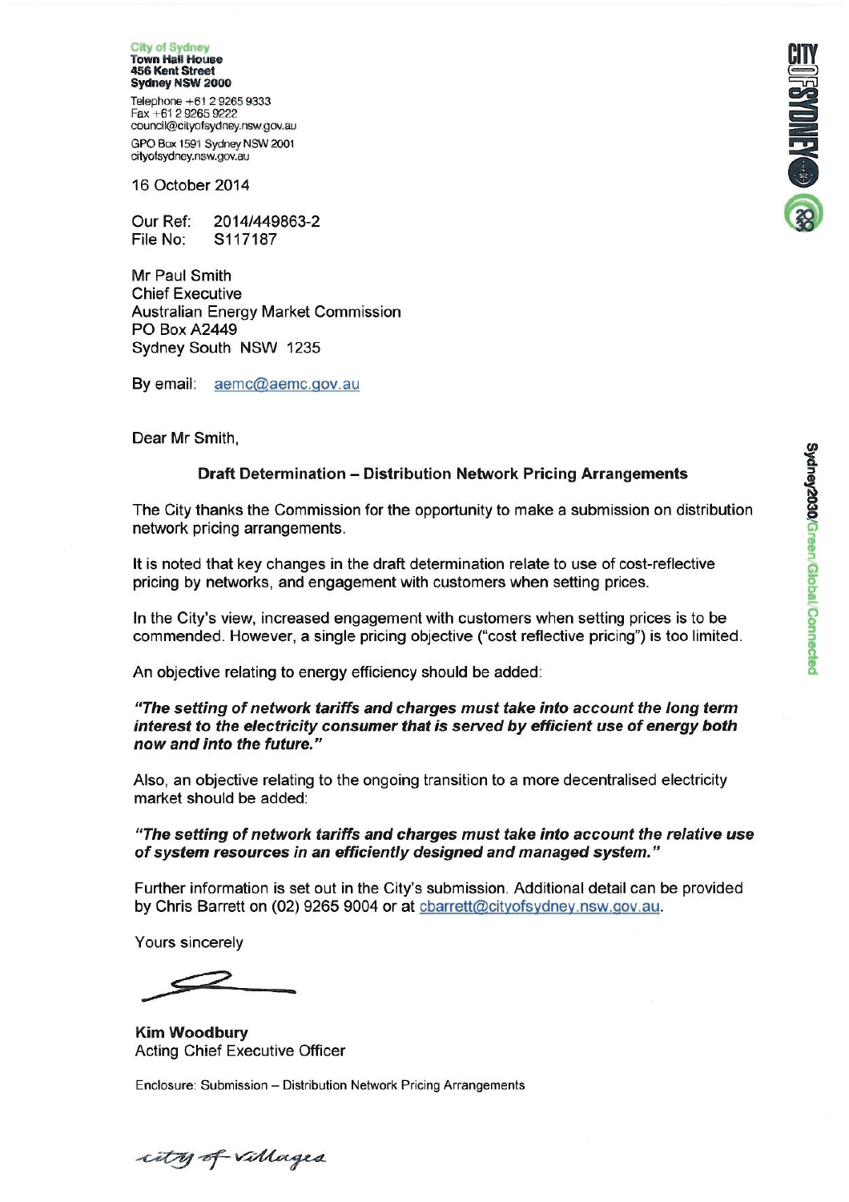**City of Sydney**
**Town Hall House**
**456 Kent Street**
**Sydney NSW 2000**

Telephone +61 2 9265 9333
Fax +61 2 9265 9222
council@cityofsydney.nsw.gov.au

GPO Box 1591 Sydney NSW 2001
cityofsydney.nsw.gov.au

16 October 2014

Our Ref: 2014/449863-2
File No: S117187

Mr Paul Smith
Chief Executive
Australian Energy Market Commission
PO Box A2449
Sydney South NSW 1235

By email: aemc@aemc.gov.au

Dear Mr Smith,

**Draft Determination – Distribution Network Pricing Arrangements**

The City thanks the Commission for the opportunity to make a submission on distribution network pricing arrangements.

It is noted that key changes in the draft determination relate to use of cost-reflective pricing by networks, and engagement with customers when setting prices.

In the City's view, increased engagement with customers when setting prices is to be commended. However, a single pricing objective ("cost reflective pricing") is too limited.

An objective relating to energy efficiency should be added:

***"The setting of network tariffs and charges must take into account the long term interest to the electricity consumer that is served by efficient use of energy both now and into the future."***

Also, an objective relating to the ongoing transition to a more decentralised electricity market should be added:

***"The setting of network tariffs and charges must take into account the relative use of system resources in an efficiently designed and managed system."***

Further information is set out in the City's submission. Additional detail can be provided by Chris Barrett on (02) 9265 9004 or at cbarrett@cityofsydney.nsw.gov.au.

Yours sincerely

**Kim Woodbury**
Acting Chief Executive Officer

Enclosure: Submission – Distribution Network Pricing Arrangements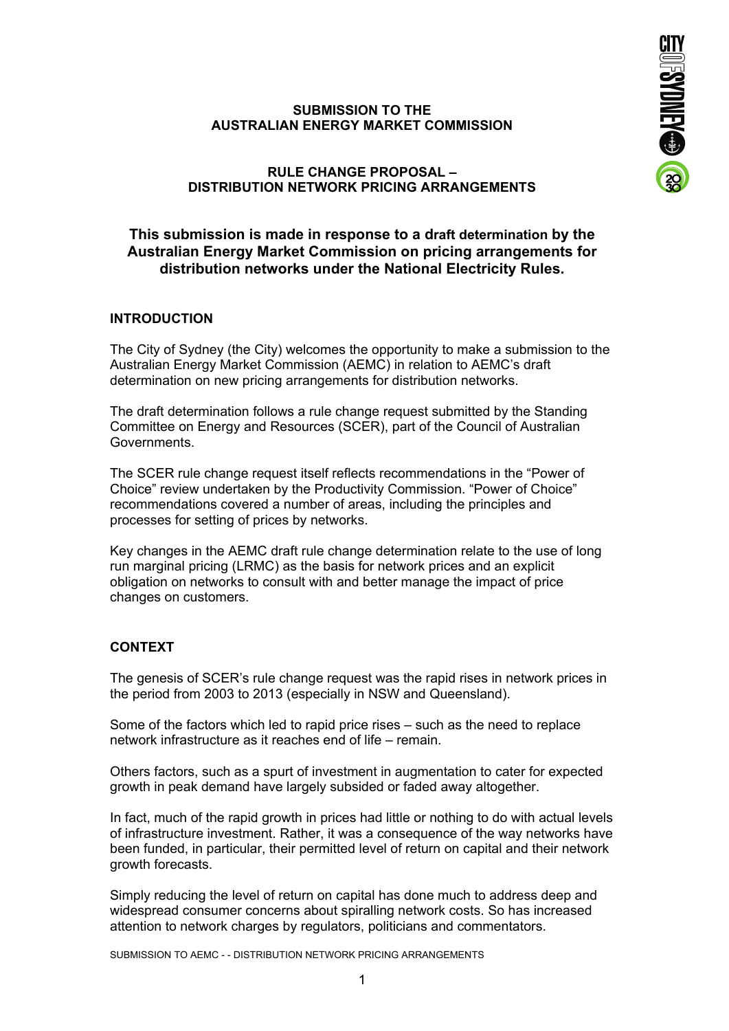**SUBMISSION TO THE AUSTRALIAN ENERGY MARKET COMMISSION**

**RULE CHANGE PROPOSAL – DISTRIBUTION NETWORK PRICING ARRANGEMENTS**

**This submission is made in response to a draft determination by the Australian Energy Market Commission on pricing arrangements for distribution networks under the National Electricity Rules.**

## INTRODUCTION

The City of Sydney (the City) welcomes the opportunity to make a submission to the Australian Energy Market Commission (AEMC) in relation to AEMC's draft determination on new pricing arrangements for distribution networks.

The draft determination follows a rule change request submitted by the Standing Committee on Energy and Resources (SCER), part of the Council of Australian Governments.

The SCER rule change request itself reflects recommendations in the "Power of Choice" review undertaken by the Productivity Commission. "Power of Choice" recommendations covered a number of areas, including the principles and processes for setting of prices by networks.

Key changes in the AEMC draft rule change determination relate to the use of long run marginal pricing (LRMC) as the basis for network prices and an explicit obligation on networks to consult with and better manage the impact of price changes on customers.

## CONTEXT

The genesis of SCER's rule change request was the rapid rises in network prices in the period from 2003 to 2013 (especially in NSW and Queensland).

Some of the factors which led to rapid price rises – such as the need to replace network infrastructure as it reaches end of life – remain.

Others factors, such as a spurt of investment in augmentation to cater for expected growth in peak demand have largely subsided or faded away altogether.

In fact, much of the rapid growth in prices had little or nothing to do with actual levels of infrastructure investment. Rather, it was a consequence of the way networks have been funded, in particular, their permitted level of return on capital and their network growth forecasts.

Simply reducing the level of return on capital has done much to address deep and widespread consumer concerns about spiralling network costs. So has increased attention to network charges by regulators, politicians and commentators.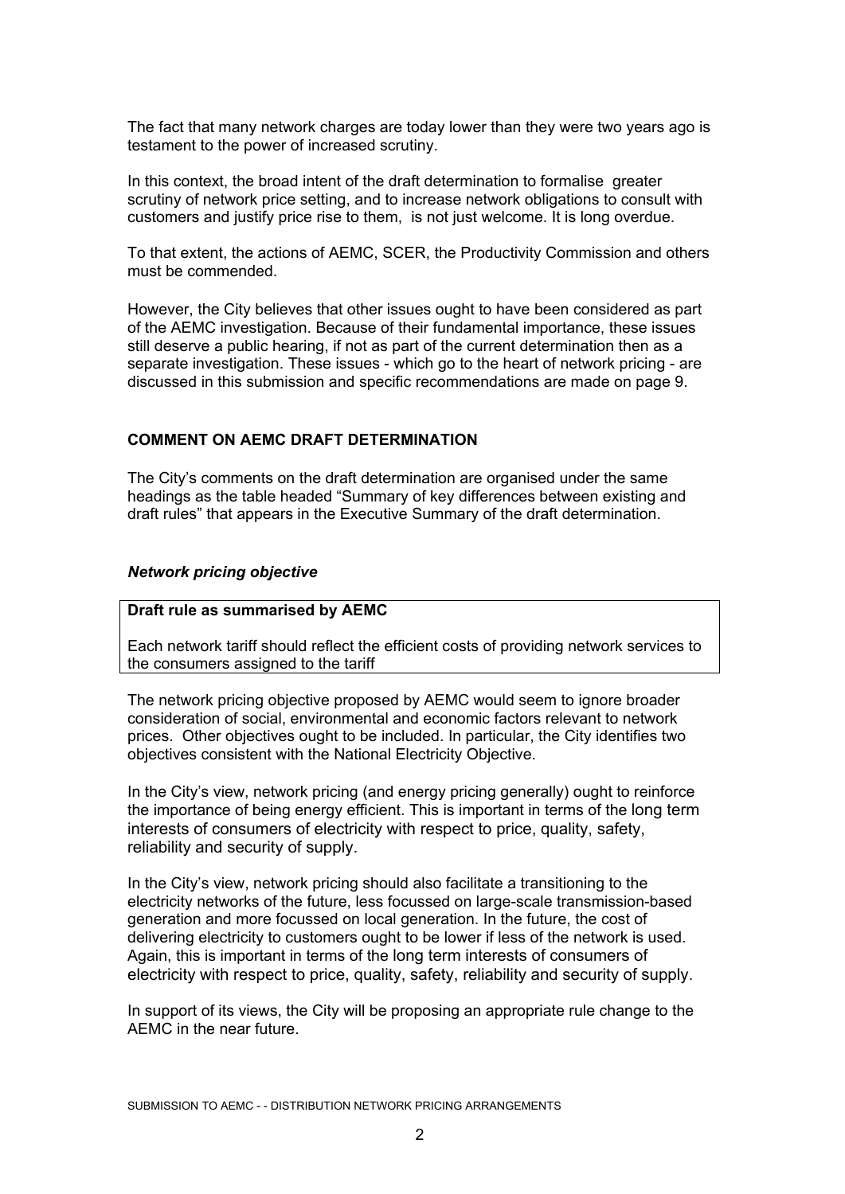The fact that many network charges are today lower than they were two years ago is testament to the power of increased scrutiny.

In this context, the broad intent of the draft determination to formalise greater scrutiny of network price setting, and to increase network obligations to consult with customers and justify price rise to them, is not just welcome. It is long overdue.

To that extent, the actions of AEMC, SCER, the Productivity Commission and others must be commended.

However, the City believes that other issues ought to have been considered as part of the AEMC investigation. Because of their fundamental importance, these issues still deserve a public hearing, if not as part of the current determination then as a separate investigation. These issues - which go to the heart of network pricing - are discussed in this submission and specific recommendations are made on page 9.

## COMMENT ON AEMC DRAFT DETERMINATION

The City's comments on the draft determination are organised under the same headings as the table headed "Summary of key differences between existing and draft rules" that appears in the Executive Summary of the draft determination.

### *Network pricing objective*

| **Draft rule as summarised by AEMC** |
| --- |
| Each network tariff should reflect the efficient costs of providing network services to the consumers assigned to the tariff |

The network pricing objective proposed by AEMC would seem to ignore broader consideration of social, environmental and economic factors relevant to network prices. Other objectives ought to be included. In particular, the City identifies two objectives consistent with the National Electricity Objective.

In the City's view, network pricing (and energy pricing generally) ought to reinforce the importance of being energy efficient. This is important in terms of the long term interests of consumers of electricity with respect to price, quality, safety, reliability and security of supply.

In the City's view, network pricing should also facilitate a transitioning to the electricity networks of the future, less focussed on large-scale transmission-based generation and more focussed on local generation. In the future, the cost of delivering electricity to customers ought to be lower if less of the network is used. Again, this is important in terms of the long term interests of consumers of electricity with respect to price, quality, safety, reliability and security of supply.

In support of its views, the City will be proposing an appropriate rule change to the AEMC in the near future.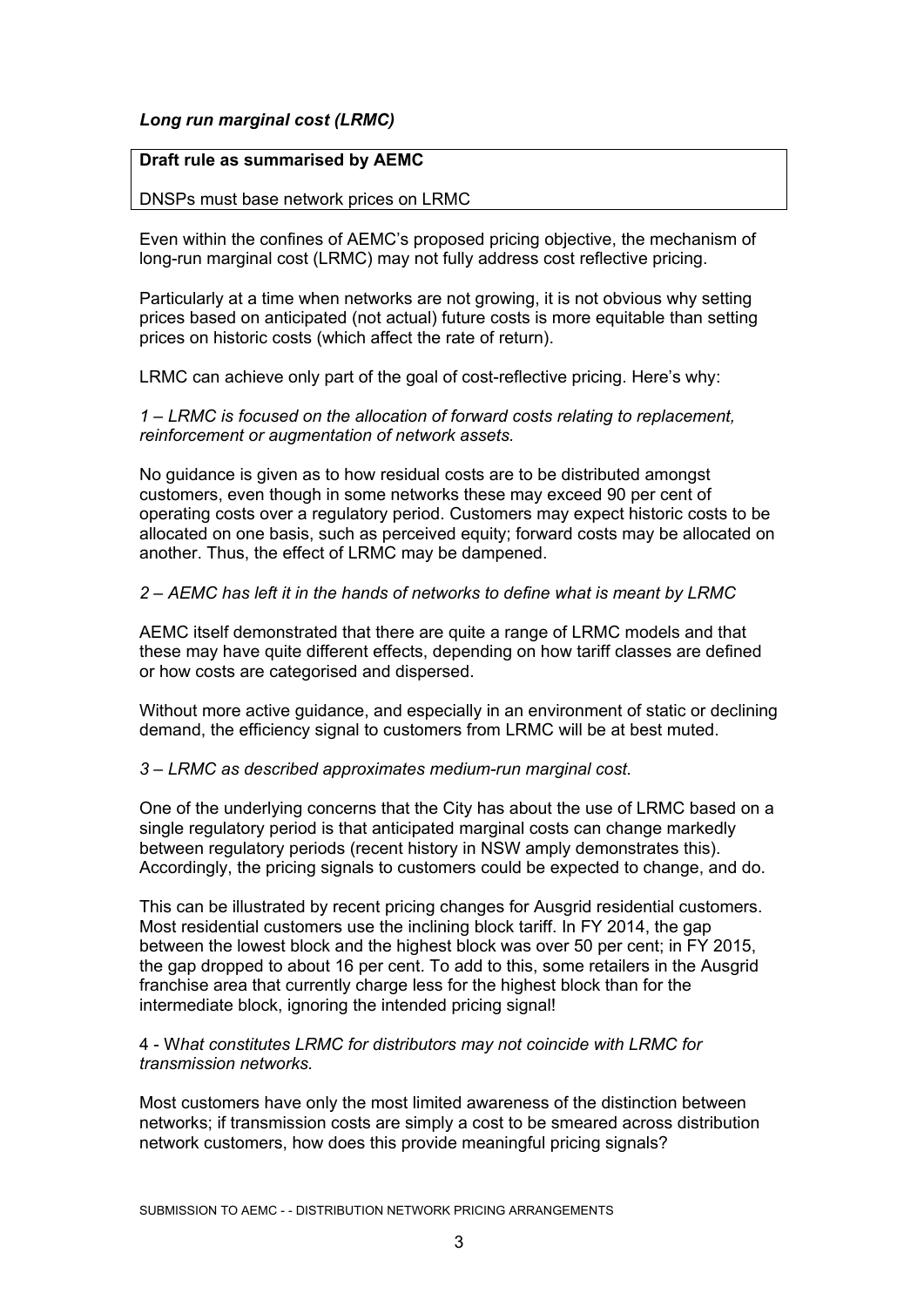***Long run marginal cost (LRMC)***

| **Draft rule as summarised by AEMC** |
| --- |
| DNSPs must base network prices on LRMC |

Even within the confines of AEMC's proposed pricing objective, the mechanism of long-run marginal cost (LRMC) may not fully address cost reflective pricing.

Particularly at a time when networks are not growing, it is not obvious why setting prices based on anticipated (not actual) future costs is more equitable than setting prices on historic costs (which affect the rate of return).

LRMC can achieve only part of the goal of cost-reflective pricing. Here's why:

*1 – LRMC is focused on the allocation of forward costs relating to replacement, reinforcement or augmentation of network assets.*

No guidance is given as to how residual costs are to be distributed amongst customers, even though in some networks these may exceed 90 per cent of operating costs over a regulatory period. Customers may expect historic costs to be allocated on one basis, such as perceived equity; forward costs may be allocated on another. Thus, the effect of LRMC may be dampened.

*2 – AEMC has left it in the hands of networks to define what is meant by LRMC*

AEMC itself demonstrated that there are quite a range of LRMC models and that these may have quite different effects, depending on how tariff classes are defined or how costs are categorised and dispersed.

Without more active guidance, and especially in an environment of static or declining demand, the efficiency signal to customers from LRMC will be at best muted.

*3 – LRMC as described approximates medium-run marginal cost.*

One of the underlying concerns that the City has about the use of LRMC based on a single regulatory period is that anticipated marginal costs can change markedly between regulatory periods (recent history in NSW amply demonstrates this). Accordingly, the pricing signals to customers could be expected to change, and do.

This can be illustrated by recent pricing changes for Ausgrid residential customers. Most residential customers use the inclining block tariff. In FY 2014, the gap between the lowest block and the highest block was over 50 per cent; in FY 2015, the gap dropped to about 16 per cent. To add to this, some retailers in the Ausgrid franchise area that currently charge less for the highest block than for the intermediate block, ignoring the intended pricing signal!

4 - W*hat constitutes LRMC for distributors may not coincide with LRMC for transmission networks.*

Most customers have only the most limited awareness of the distinction between networks; if transmission costs are simply a cost to be smeared across distribution network customers, how does this provide meaningful pricing signals?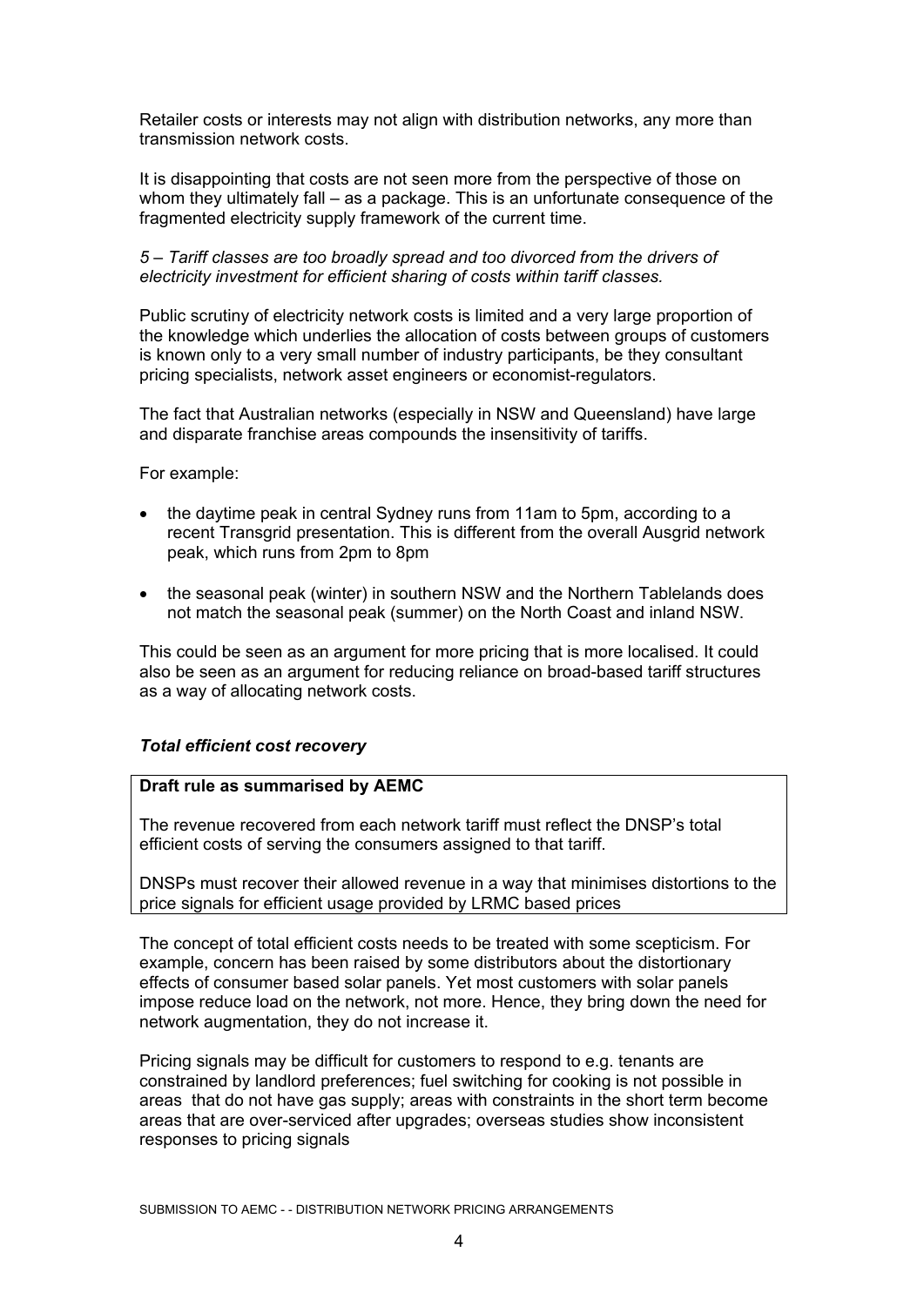Retailer costs or interests may not align with distribution networks, any more than transmission network costs.

It is disappointing that costs are not seen more from the perspective of those on whom they ultimately fall – as a package. This is an unfortunate consequence of the fragmented electricity supply framework of the current time.

*5 – Tariff classes are too broadly spread and too divorced from the drivers of electricity investment for efficient sharing of costs within tariff classes.*

Public scrutiny of electricity network costs is limited and a very large proportion of the knowledge which underlies the allocation of costs between groups of customers is known only to a very small number of industry participants, be they consultant pricing specialists, network asset engineers or economist-regulators.

The fact that Australian networks (especially in NSW and Queensland) have large and disparate franchise areas compounds the insensitivity of tariffs.

For example:

- the daytime peak in central Sydney runs from 11am to 5pm, according to a recent Transgrid presentation. This is different from the overall Ausgrid network peak, which runs from 2pm to 8pm
- the seasonal peak (winter) in southern NSW and the Northern Tablelands does not match the seasonal peak (summer) on the North Coast and inland NSW.

This could be seen as an argument for more pricing that is more localised. It could also be seen as an argument for reducing reliance on broad-based tariff structures as a way of allocating network costs.

### *Total efficient cost recovery*

> **Draft rule as summarised by AEMC**
>
> The revenue recovered from each network tariff must reflect the DNSP's total efficient costs of serving the consumers assigned to that tariff.
>
> DNSPs must recover their allowed revenue in a way that minimises distortions to the price signals for efficient usage provided by LRMC based prices

The concept of total efficient costs needs to be treated with some scepticism. For example, concern has been raised by some distributors about the distortionary effects of consumer based solar panels. Yet most customers with solar panels impose reduce load on the network, not more. Hence, they bring down the need for network augmentation, they do not increase it.

Pricing signals may be difficult for customers to respond to e.g. tenants are constrained by landlord preferences; fuel switching for cooking is not possible in areas that do not have gas supply; areas with constraints in the short term become areas that are over-serviced after upgrades; overseas studies show inconsistent responses to pricing signals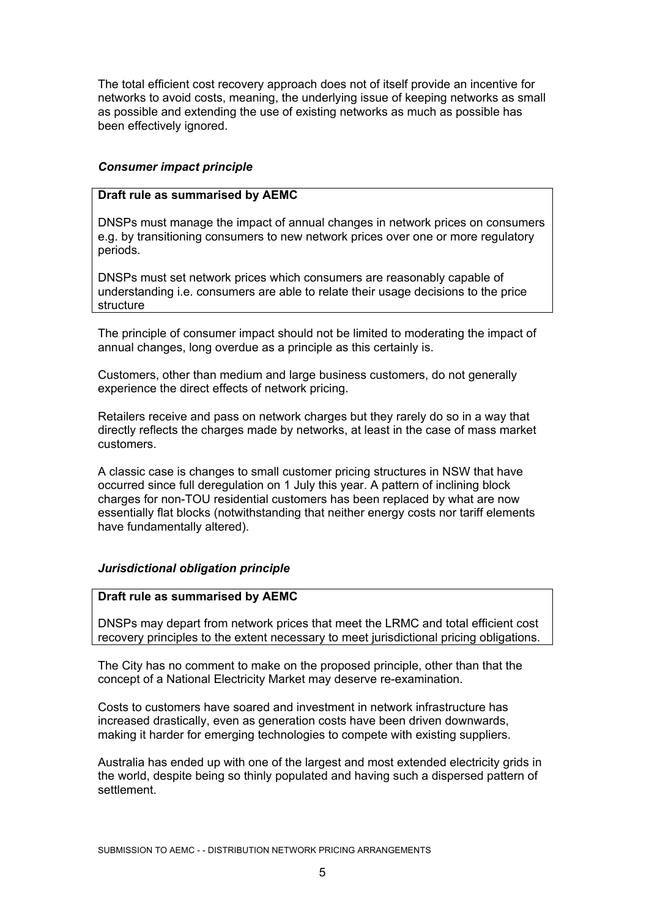The total efficient cost recovery approach does not of itself provide an incentive for networks to avoid costs, meaning, the underlying issue of keeping networks as small as possible and extending the use of existing networks as much as possible has been effectively ignored.

***Consumer impact principle***

> **Draft rule as summarised by AEMC**
>
> DNSPs must manage the impact of annual changes in network prices on consumers e.g. by transitioning consumers to new network prices over one or more regulatory periods.
>
> DNSPs must set network prices which consumers are reasonably capable of understanding i.e. consumers are able to relate their usage decisions to the price structure

The principle of consumer impact should not be limited to moderating the impact of annual changes, long overdue as a principle as this certainly is.

Customers, other than medium and large business customers, do not generally experience the direct effects of network pricing.

Retailers receive and pass on network charges but they rarely do so in a way that directly reflects the charges made by networks, at least in the case of mass market customers.

A classic case is changes to small customer pricing structures in NSW that have occurred since full deregulation on 1 July this year. A pattern of inclining block charges for non-TOU residential customers has been replaced by what are now essentially flat blocks (notwithstanding that neither energy costs nor tariff elements have fundamentally altered).

***Jurisdictional obligation principle***

> **Draft rule as summarised by AEMC**
>
> DNSPs may depart from network prices that meet the LRMC and total efficient cost recovery principles to the extent necessary to meet jurisdictional pricing obligations.

The City has no comment to make on the proposed principle, other than that the concept of a National Electricity Market may deserve re-examination.

Costs to customers have soared and investment in network infrastructure has increased drastically, even as generation costs have been driven downwards, making it harder for emerging technologies to compete with existing suppliers.

Australia has ended up with one of the largest and most extended electricity grids in the world, despite being so thinly populated and having such a dispersed pattern of settlement.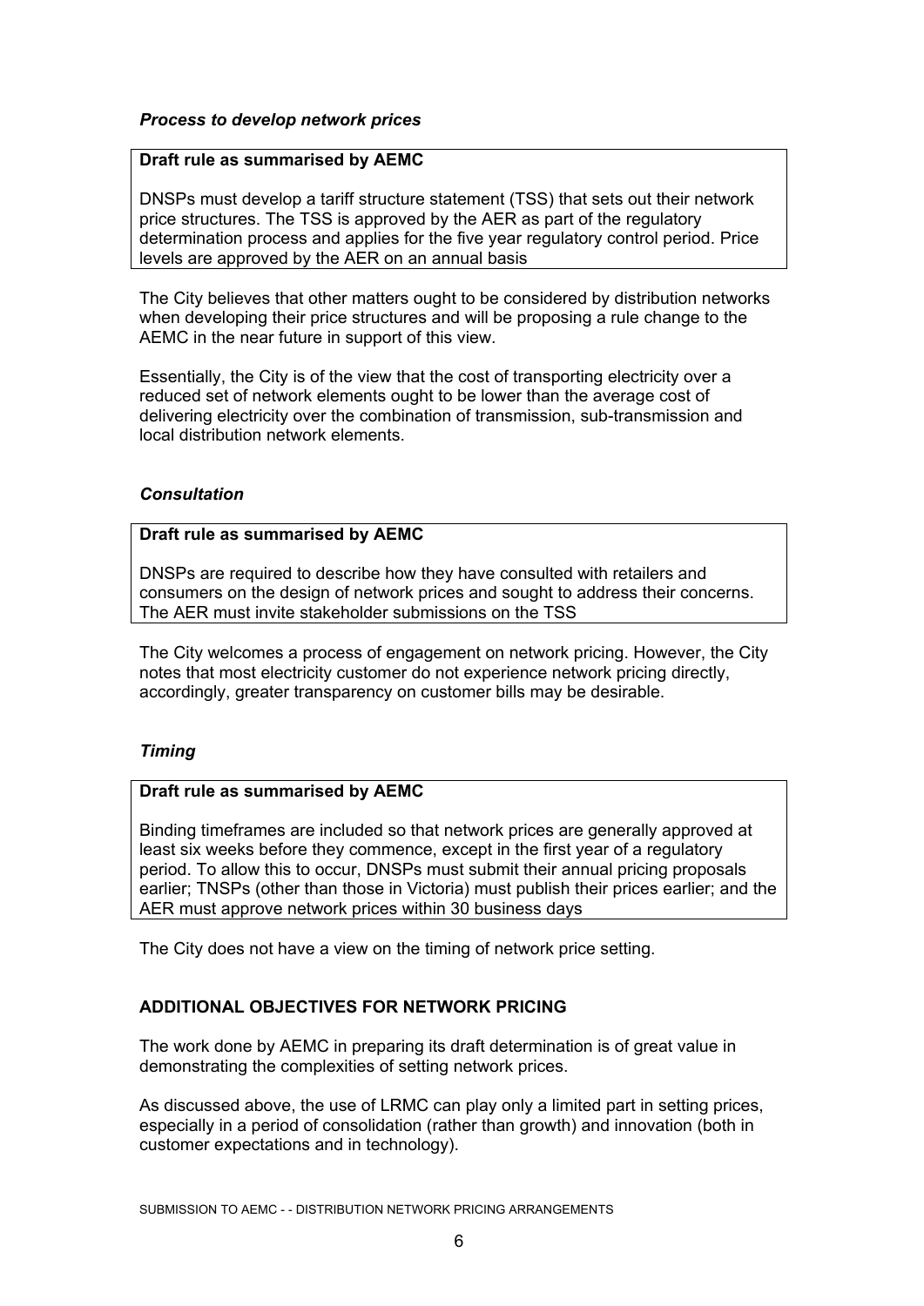### *Process to develop network prices*

| **Draft rule as summarised by AEMC** |
|---|
| DNSPs must develop a tariff structure statement (TSS) that sets out their network price structures. The TSS is approved by the AER as part of the regulatory determination process and applies for the five year regulatory control period. Price levels are approved by the AER on an annual basis |

The City believes that other matters ought to be considered by distribution networks when developing their price structures and will be proposing a rule change to the AEMC in the near future in support of this view.

Essentially, the City is of the view that the cost of transporting electricity over a reduced set of network elements ought to be lower than the average cost of delivering electricity over the combination of transmission, sub-transmission and local distribution network elements.

### *Consultation*

| **Draft rule as summarised by AEMC** |
|---|
| DNSPs are required to describe how they have consulted with retailers and consumers on the design of network prices and sought to address their concerns. The AER must invite stakeholder submissions on the TSS |

The City welcomes a process of engagement on network pricing. However, the City notes that most electricity customer do not experience network pricing directly, accordingly, greater transparency on customer bills may be desirable.

### *Timing*

| **Draft rule as summarised by AEMC** |
|---|
| Binding timeframes are included so that network prices are generally approved at least six weeks before they commence, except in the first year of a regulatory period. To allow this to occur, DNSPs must submit their annual pricing proposals earlier; TNSPs (other than those in Victoria) must publish their prices earlier; and the AER must approve network prices within 30 business days |

The City does not have a view on the timing of network price setting.

## ADDITIONAL OBJECTIVES FOR NETWORK PRICING

The work done by AEMC in preparing its draft determination is of great value in demonstrating the complexities of setting network prices.

As discussed above, the use of LRMC can play only a limited part in setting prices, especially in a period of consolidation (rather than growth) and innovation (both in customer expectations and in technology).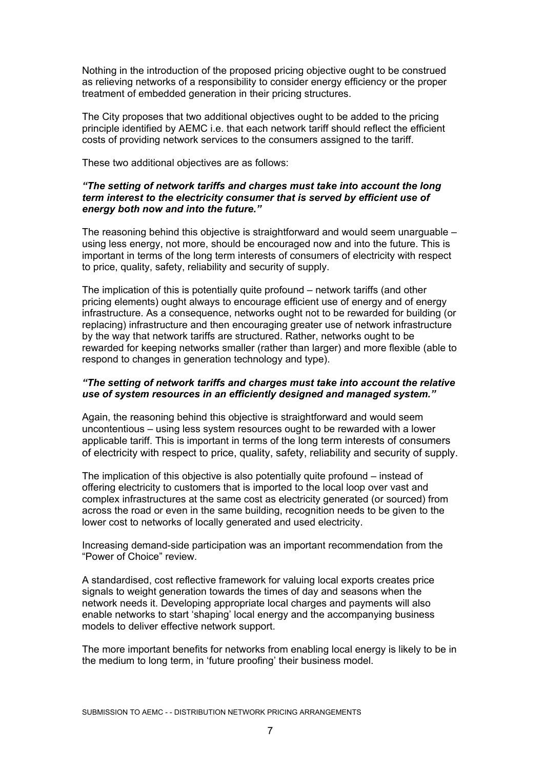Nothing in the introduction of the proposed pricing objective ought to be construed as relieving networks of a responsibility to consider energy efficiency or the proper treatment of embedded generation in their pricing structures.

The City proposes that two additional objectives ought to be added to the pricing principle identified by AEMC i.e. that each network tariff should reflect the efficient costs of providing network services to the consumers assigned to the tariff.

These two additional objectives are as follows:

***"The setting of network tariffs and charges must take into account the long term interest to the electricity consumer that is served by efficient use of energy both now and into the future."***

The reasoning behind this objective is straightforward and would seem unarguable – using less energy, not more, should be encouraged now and into the future. This is important in terms of the long term interests of consumers of electricity with respect to price, quality, safety, reliability and security of supply.

The implication of this is potentially quite profound – network tariffs (and other pricing elements) ought always to encourage efficient use of energy and of energy infrastructure. As a consequence, networks ought not to be rewarded for building (or replacing) infrastructure and then encouraging greater use of network infrastructure by the way that network tariffs are structured. Rather, networks ought to be rewarded for keeping networks smaller (rather than larger) and more flexible (able to respond to changes in generation technology and type).

***"The setting of network tariffs and charges must take into account the relative use of system resources in an efficiently designed and managed system."***

Again, the reasoning behind this objective is straightforward and would seem uncontentious – using less system resources ought to be rewarded with a lower applicable tariff. This is important in terms of the long term interests of consumers of electricity with respect to price, quality, safety, reliability and security of supply.

The implication of this objective is also potentially quite profound – instead of offering electricity to customers that is imported to the local loop over vast and complex infrastructures at the same cost as electricity generated (or sourced) from across the road or even in the same building, recognition needs to be given to the lower cost to networks of locally generated and used electricity.

Increasing demand-side participation was an important recommendation from the "Power of Choice" review.

A standardised, cost reflective framework for valuing local exports creates price signals to weight generation towards the times of day and seasons when the network needs it. Developing appropriate local charges and payments will also enable networks to start 'shaping' local energy and the accompanying business models to deliver effective network support.

The more important benefits for networks from enabling local energy is likely to be in the medium to long term, in 'future proofing' their business model.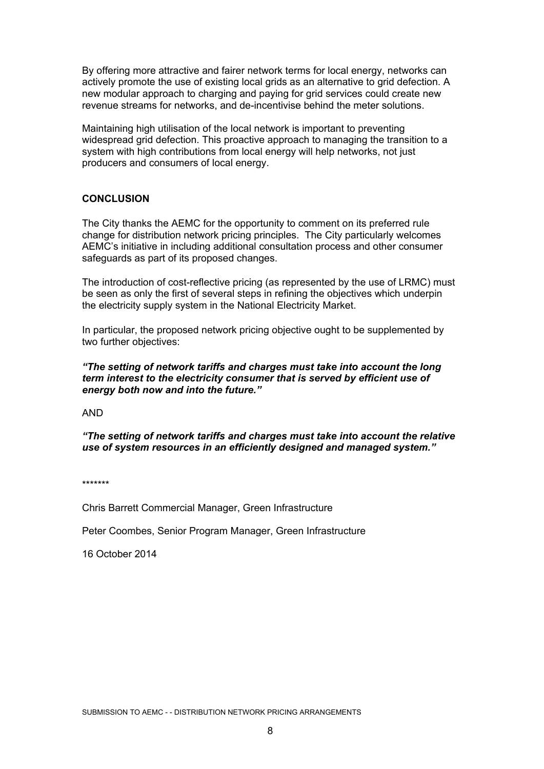By offering more attractive and fairer network terms for local energy, networks can actively promote the use of existing local grids as an alternative to grid defection. A new modular approach to charging and paying for grid services could create new revenue streams for networks, and de-incentivise behind the meter solutions.

Maintaining high utilisation of the local network is important to preventing widespread grid defection. This proactive approach to managing the transition to a system with high contributions from local energy will help networks, not just producers and consumers of local energy.

## CONCLUSION

The City thanks the AEMC for the opportunity to comment on its preferred rule change for distribution network pricing principles. The City particularly welcomes AEMC's initiative in including additional consultation process and other consumer safeguards as part of its proposed changes.

The introduction of cost-reflective pricing (as represented by the use of LRMC) must be seen as only the first of several steps in refining the objectives which underpin the electricity supply system in the National Electricity Market.

In particular, the proposed network pricing objective ought to be supplemented by two further objectives:

***"The setting of network tariffs and charges must take into account the long term interest to the electricity consumer that is served by efficient use of energy both now and into the future."***

AND

***"The setting of network tariffs and charges must take into account the relative use of system resources in an efficiently designed and managed system."***

*******

Chris Barrett Commercial Manager, Green Infrastructure

Peter Coombes, Senior Program Manager, Green Infrastructure

16 October 2014